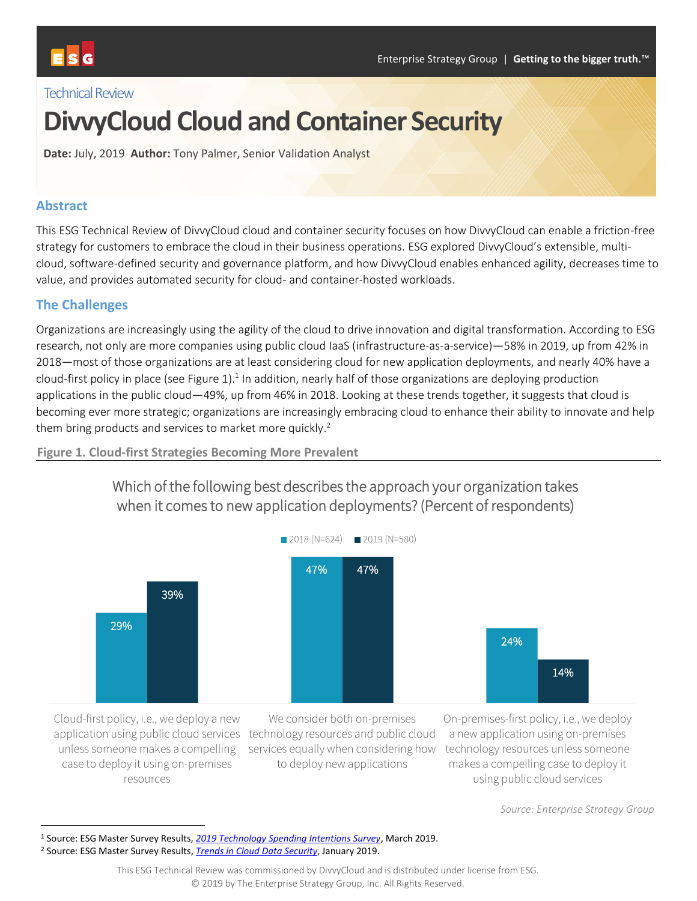Technical Review

# DivvyCloud Cloud and Container Security

**Date:** July, 2019 **Author:** Tony Palmer, Senior Validation Analyst

## Abstract

This ESG Technical Review of DivvyCloud cloud and container security focuses on how DivvyCloud can enable a friction-free strategy for customers to embrace the cloud in their business operations. ESG explored DivvyCloud's extensible, multi-cloud, software-defined security and governance platform, and how DivvyCloud enables enhanced agility, decreases time to value, and provides automated security for cloud- and container-hosted workloads.

## The Challenges

Organizations are increasingly using the agility of the cloud to drive innovation and digital transformation. According to ESG research, not only are more companies using public cloud IaaS (infrastructure-as-a-service)—58% in 2019, up from 42% in 2018—most of those organizations are at least considering cloud for new application deployments, and nearly 40% have a cloud-first policy in place (see Figure 1).[1] In addition, nearly half of those organizations are deploying production applications in the public cloud—49%, up from 46% in 2018. Looking at these trends together, it suggests that cloud is becoming ever more strategic; organizations are increasingly embracing cloud to enhance their ability to innovate and help them bring products and services to market more quickly.[2]

**Figure 1. Cloud-first Strategies Becoming More Prevalent**

Which of the following best describes the approach your organization takes when it comes to new application deployments? (Percent of respondents)

| | 2018 (N=624) | 2019 (N=580) |
|---|---|---|
| Cloud-first policy, i.e., we deploy a new application using public cloud services unless someone makes a compelling case to deploy it using on-premises resources | 29% | 39% |
| We consider both on-premises technology resources and public cloud services equally when considering how to deploy new applications | 47% | 47% |
| On-premises-first policy, i.e., we deploy a new application using on-premises technology resources unless someone makes a compelling case to deploy it using public cloud services | 24% | 14% |

*Source: Enterprise Strategy Group*

[1] Source: ESG Master Survey Results, *2019 Technology Spending Intentions Survey*, March 2019.

[2] Source: ESG Master Survey Results, *Trends in Cloud Data Security*, January 2019.

This ESG Technical Review was commissioned by DivvyCloud and is distributed under license from ESG.
© 2019 by The Enterprise Strategy Group, Inc. All Rights Reserved.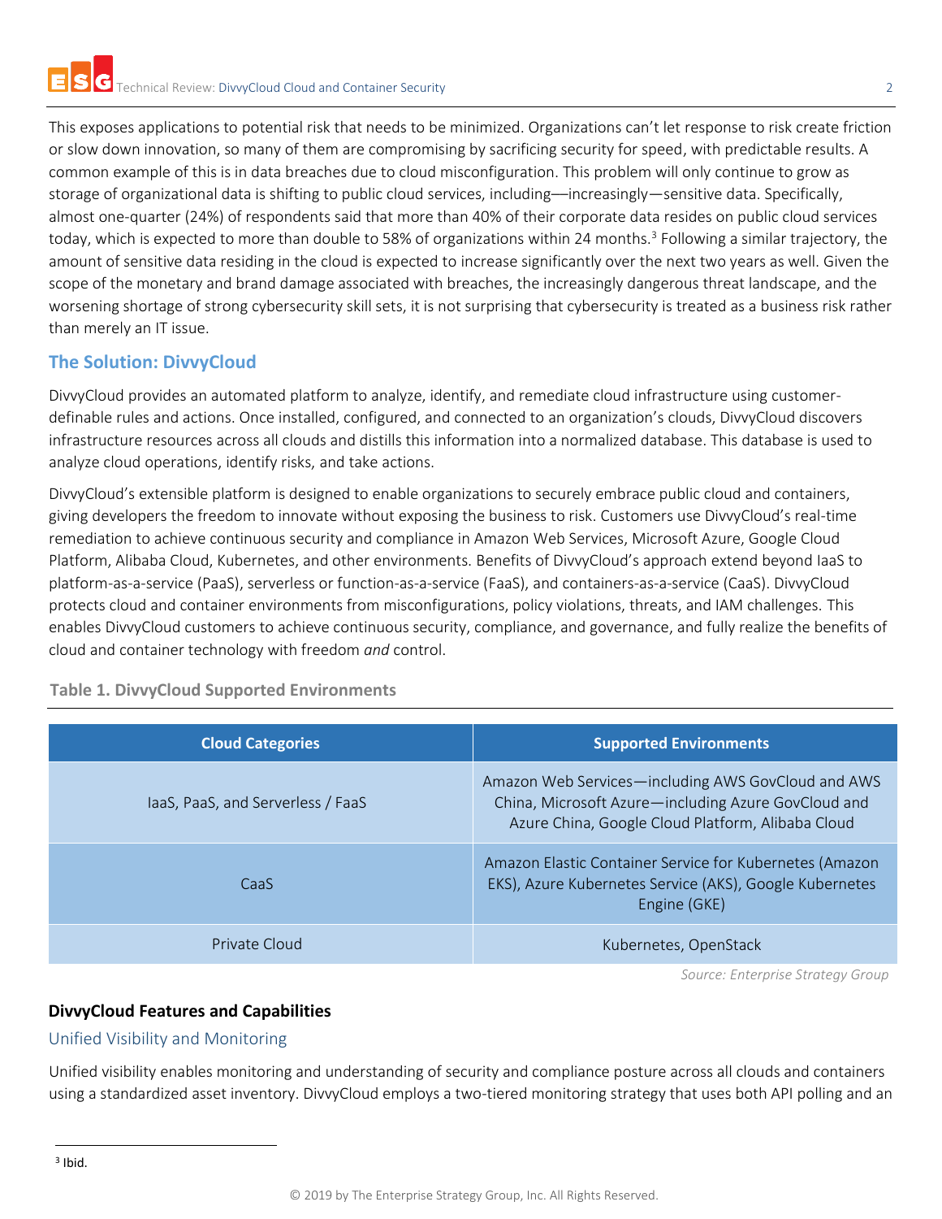This exposes applications to potential risk that needs to be minimized. Organizations can't let response to risk create friction or slow down innovation, so many of them are compromising by sacrificing security for speed, with predictable results. A common example of this is in data breaches due to cloud misconfiguration. This problem will only continue to grow as storage of organizational data is shifting to public cloud services, including—increasingly—sensitive data. Specifically, almost one-quarter (24%) of respondents said that more than 40% of their corporate data resides on public cloud services today, which is expected to more than double to 58% of organizations within 24 months.[3] Following a similar trajectory, the amount of sensitive data residing in the cloud is expected to increase significantly over the next two years as well. Given the scope of the monetary and brand damage associated with breaches, the increasingly dangerous threat landscape, and the worsening shortage of strong cybersecurity skill sets, it is not surprising that cybersecurity is treated as a business risk rather than merely an IT issue.

## The Solution: DivvyCloud

DivvyCloud provides an automated platform to analyze, identify, and remediate cloud infrastructure using customer-definable rules and actions. Once installed, configured, and connected to an organization's clouds, DivvyCloud discovers infrastructure resources across all clouds and distills this information into a normalized database. This database is used to analyze cloud operations, identify risks, and take actions.

DivvyCloud's extensible platform is designed to enable organizations to securely embrace public cloud and containers, giving developers the freedom to innovate without exposing the business to risk. Customers use DivvyCloud's real-time remediation to achieve continuous security and compliance in Amazon Web Services, Microsoft Azure, Google Cloud Platform, Alibaba Cloud, Kubernetes, and other environments. Benefits of DivvyCloud's approach extend beyond IaaS to platform-as-a-service (PaaS), serverless or function-as-a-service (FaaS), and containers-as-a-service (CaaS). DivvyCloud protects cloud and container environments from misconfigurations, policy violations, threats, and IAM challenges. This enables DivvyCloud customers to achieve continuous security, compliance, and governance, and fully realize the benefits of cloud and container technology with freedom *and* control.

**Table 1. DivvyCloud Supported Environments**

| Cloud Categories | Supported Environments |
|---|---|
| IaaS, PaaS, and Serverless / FaaS | Amazon Web Services—including AWS GovCloud and AWS China, Microsoft Azure—including Azure GovCloud and Azure China, Google Cloud Platform, Alibaba Cloud |
| CaaS | Amazon Elastic Container Service for Kubernetes (Amazon EKS), Azure Kubernetes Service (AKS), Google Kubernetes Engine (GKE) |
| Private Cloud | Kubernetes, OpenStack |

*Source: Enterprise Strategy Group*

### DivvyCloud Features and Capabilities

#### Unified Visibility and Monitoring

Unified visibility enables monitoring and understanding of security and compliance posture across all clouds and containers using a standardized asset inventory. DivvyCloud employs a two-tiered monitoring strategy that uses both API polling and an

[3] Ibid.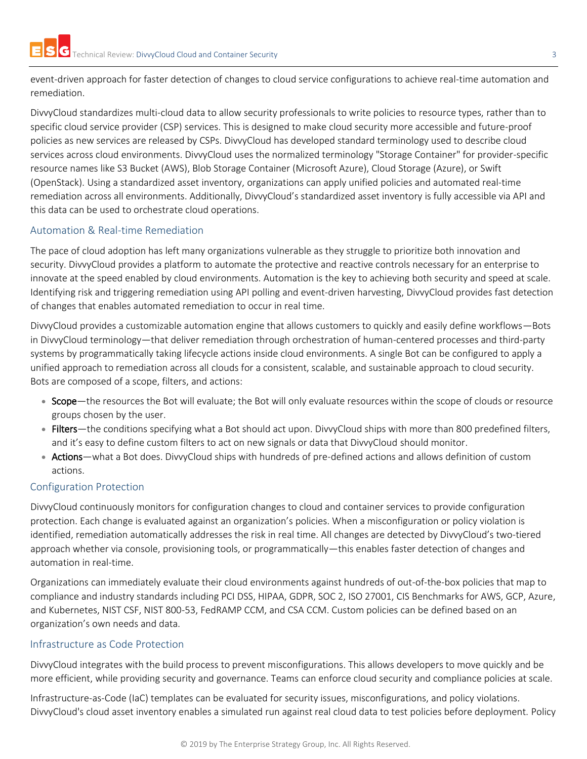event-driven approach for faster detection of changes to cloud service configurations to achieve real-time automation and remediation.

DivvyCloud standardizes multi-cloud data to allow security professionals to write policies to resource types, rather than to specific cloud service provider (CSP) services. This is designed to make cloud security more accessible and future-proof policies as new services are released by CSPs. DivvyCloud has developed standard terminology used to describe cloud services across cloud environments. DivvyCloud uses the normalized terminology "Storage Container" for provider-specific resource names like S3 Bucket (AWS), Blob Storage Container (Microsoft Azure), Cloud Storage (Azure), or Swift (OpenStack). Using a standardized asset inventory, organizations can apply unified policies and automated real-time remediation across all environments. Additionally, DivvyCloud's standardized asset inventory is fully accessible via API and this data can be used to orchestrate cloud operations.

## Automation & Real-time Remediation

The pace of cloud adoption has left many organizations vulnerable as they struggle to prioritize both innovation and security. DivvyCloud provides a platform to automate the protective and reactive controls necessary for an enterprise to innovate at the speed enabled by cloud environments. Automation is the key to achieving both security and speed at scale. Identifying risk and triggering remediation using API polling and event-driven harvesting, DivvyCloud provides fast detection of changes that enables automated remediation to occur in real time.

DivvyCloud provides a customizable automation engine that allows customers to quickly and easily define workflows—Bots in DivvyCloud terminology—that deliver remediation through orchestration of human-centered processes and third-party systems by programmatically taking lifecycle actions inside cloud environments. A single Bot can be configured to apply a unified approach to remediation across all clouds for a consistent, scalable, and sustainable approach to cloud security. Bots are composed of a scope, filters, and actions:

- Scope—the resources the Bot will evaluate; the Bot will only evaluate resources within the scope of clouds or resource groups chosen by the user.
- Filters—the conditions specifying what a Bot should act upon. DivvyCloud ships with more than 800 predefined filters, and it's easy to define custom filters to act on new signals or data that DivvyCloud should monitor.
- Actions—what a Bot does. DivvyCloud ships with hundreds of pre-defined actions and allows definition of custom actions.

## Configuration Protection

DivvyCloud continuously monitors for configuration changes to cloud and container services to provide configuration protection. Each change is evaluated against an organization's policies. When a misconfiguration or policy violation is identified, remediation automatically addresses the risk in real time. All changes are detected by DivvyCloud's two-tiered approach whether via console, provisioning tools, or programmatically—this enables faster detection of changes and automation in real-time.

Organizations can immediately evaluate their cloud environments against hundreds of out-of-the-box policies that map to compliance and industry standards including PCI DSS, HIPAA, GDPR, SOC 2, ISO 27001, CIS Benchmarks for AWS, GCP, Azure, and Kubernetes, NIST CSF, NIST 800-53, FedRAMP CCM, and CSA CCM. Custom policies can be defined based on an organization's own needs and data.

## Infrastructure as Code Protection

DivvyCloud integrates with the build process to prevent misconfigurations. This allows developers to move quickly and be more efficient, while providing security and governance. Teams can enforce cloud security and compliance policies at scale.

Infrastructure-as-Code (IaC) templates can be evaluated for security issues, misconfigurations, and policy violations. DivvyCloud's cloud asset inventory enables a simulated run against real cloud data to test policies before deployment. Policy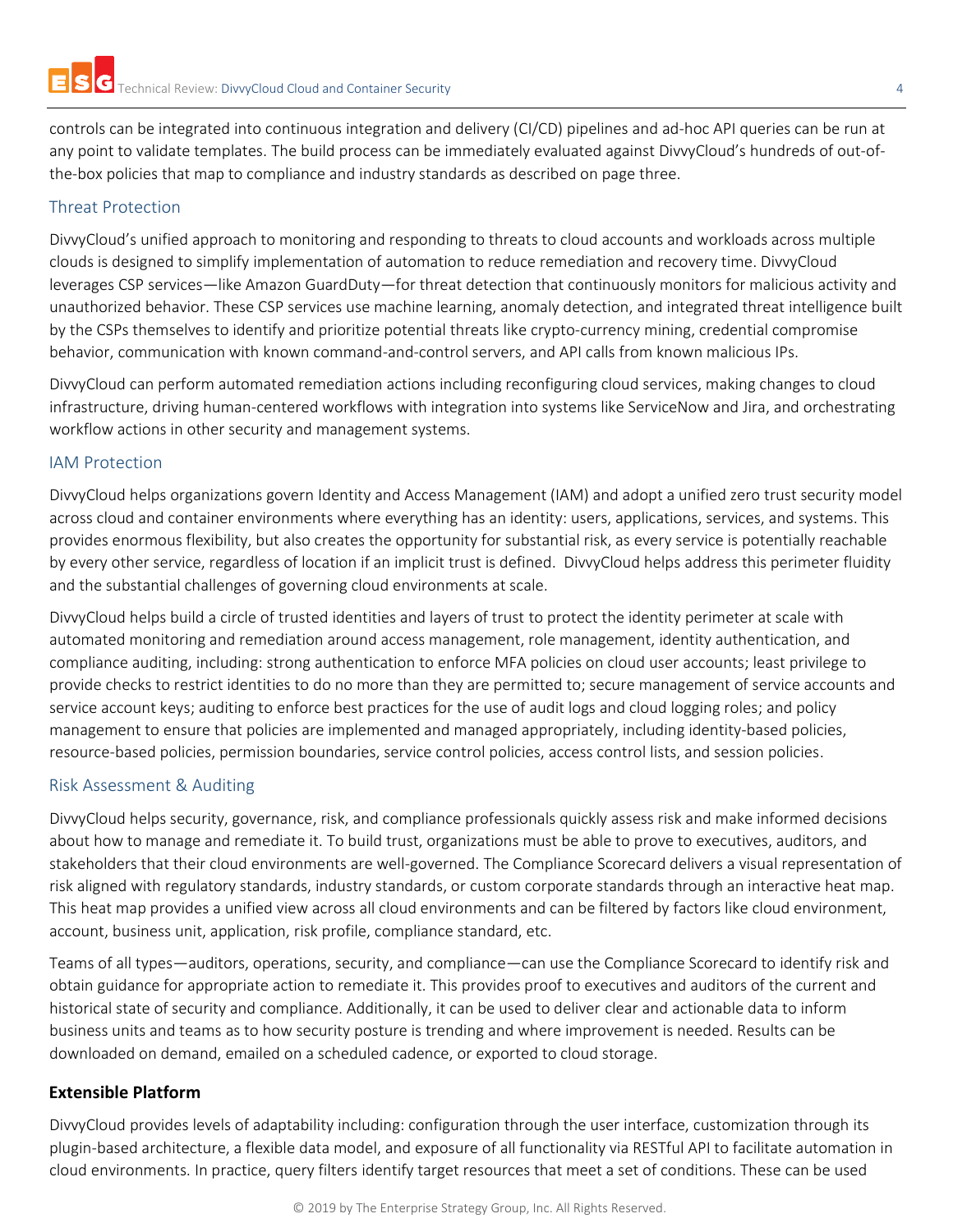controls can be integrated into continuous integration and delivery (CI/CD) pipelines and ad-hoc API queries can be run at any point to validate templates. The build process can be immediately evaluated against DivvyCloud's hundreds of out-of-the-box policies that map to compliance and industry standards as described on page three.

### Threat Protection

DivvyCloud's unified approach to monitoring and responding to threats to cloud accounts and workloads across multiple clouds is designed to simplify implementation of automation to reduce remediation and recovery time. DivvyCloud leverages CSP services—like Amazon GuardDuty—for threat detection that continuously monitors for malicious activity and unauthorized behavior. These CSP services use machine learning, anomaly detection, and integrated threat intelligence built by the CSPs themselves to identify and prioritize potential threats like crypto-currency mining, credential compromise behavior, communication with known command-and-control servers, and API calls from known malicious IPs.

DivvyCloud can perform automated remediation actions including reconfiguring cloud services, making changes to cloud infrastructure, driving human-centered workflows with integration into systems like ServiceNow and Jira, and orchestrating workflow actions in other security and management systems.

### IAM Protection

DivvyCloud helps organizations govern Identity and Access Management (IAM) and adopt a unified zero trust security model across cloud and container environments where everything has an identity: users, applications, services, and systems. This provides enormous flexibility, but also creates the opportunity for substantial risk, as every service is potentially reachable by every other service, regardless of location if an implicit trust is defined. DivvyCloud helps address this perimeter fluidity and the substantial challenges of governing cloud environments at scale.

DivvyCloud helps build a circle of trusted identities and layers of trust to protect the identity perimeter at scale with automated monitoring and remediation around access management, role management, identity authentication, and compliance auditing, including: strong authentication to enforce MFA policies on cloud user accounts; least privilege to provide checks to restrict identities to do no more than they are permitted to; secure management of service accounts and service account keys; auditing to enforce best practices for the use of audit logs and cloud logging roles; and policy management to ensure that policies are implemented and managed appropriately, including identity-based policies, resource-based policies, permission boundaries, service control policies, access control lists, and session policies.

### Risk Assessment & Auditing

DivvyCloud helps security, governance, risk, and compliance professionals quickly assess risk and make informed decisions about how to manage and remediate it. To build trust, organizations must be able to prove to executives, auditors, and stakeholders that their cloud environments are well-governed. The Compliance Scorecard delivers a visual representation of risk aligned with regulatory standards, industry standards, or custom corporate standards through an interactive heat map. This heat map provides a unified view across all cloud environments and can be filtered by factors like cloud environment, account, business unit, application, risk profile, compliance standard, etc.

Teams of all types—auditors, operations, security, and compliance—can use the Compliance Scorecard to identify risk and obtain guidance for appropriate action to remediate it. This provides proof to executives and auditors of the current and historical state of security and compliance. Additionally, it can be used to deliver clear and actionable data to inform business units and teams as to how security posture is trending and where improvement is needed. Results can be downloaded on demand, emailed on a scheduled cadence, or exported to cloud storage.

## Extensible Platform

DivvyCloud provides levels of adaptability including: configuration through the user interface, customization through its plugin-based architecture, a flexible data model, and exposure of all functionality via RESTful API to facilitate automation in cloud environments. In practice, query filters identify target resources that meet a set of conditions. These can be used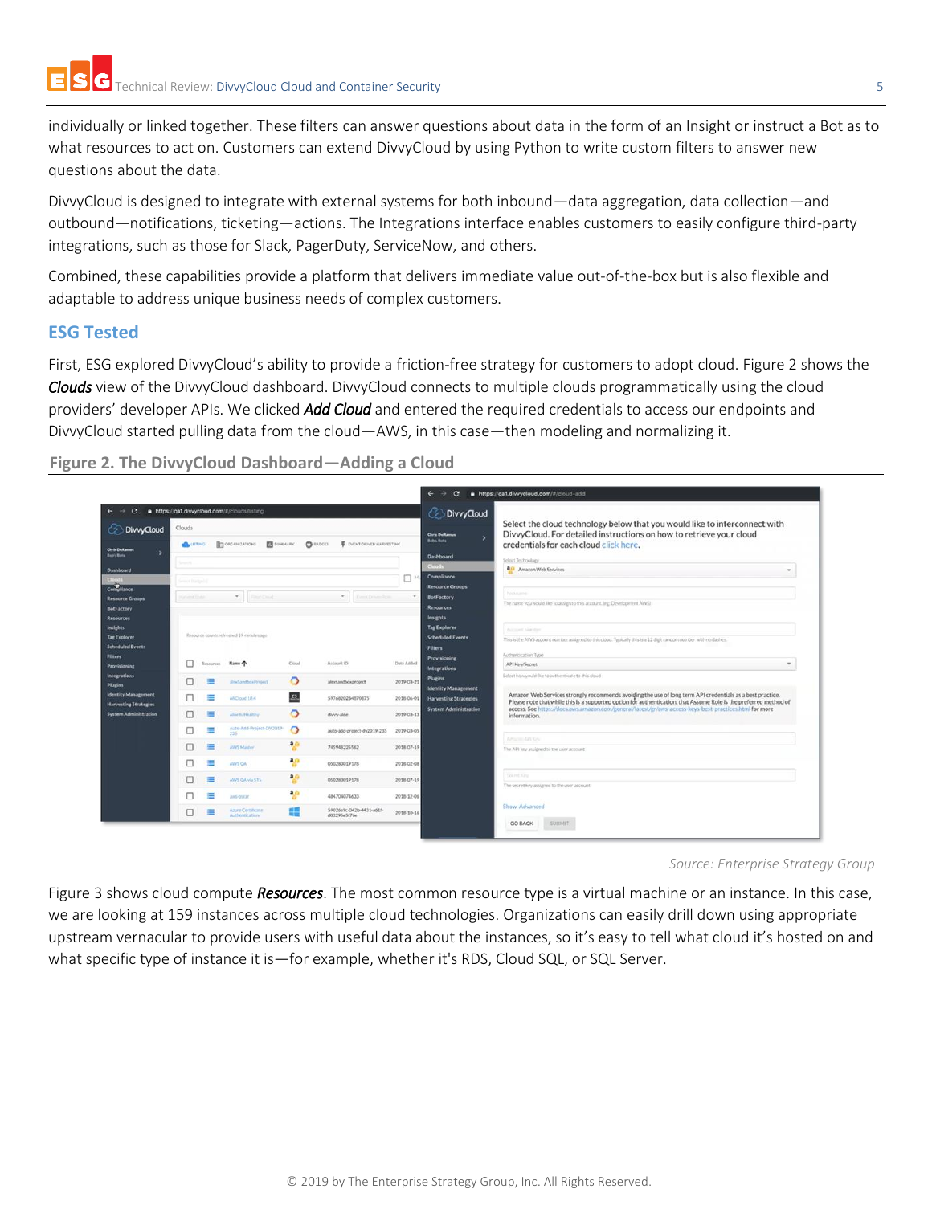individually or linked together. These filters can answer questions about data in the form of an Insight or instruct a Bot as to what resources to act on. Customers can extend DivvyCloud by using Python to write custom filters to answer new questions about the data.

DivvyCloud is designed to integrate with external systems for both inbound—data aggregation, data collection—and outbound—notifications, ticketing—actions. The Integrations interface enables customers to easily configure third-party integrations, such as those for Slack, PagerDuty, ServiceNow, and others.

Combined, these capabilities provide a platform that delivers immediate value out-of-the-box but is also flexible and adaptable to address unique business needs of complex customers.

## ESG Tested

First, ESG explored DivvyCloud's ability to provide a friction-free strategy for customers to adopt cloud. Figure 2 shows the ***Clouds*** view of the DivvyCloud dashboard. DivvyCloud connects to multiple clouds programmatically using the cloud providers' developer APIs. We clicked ***Add Cloud*** and entered the required credentials to access our endpoints and DivvyCloud started pulling data from the cloud—AWS, in this case—then modeling and normalizing it.

**Figure 2. The DivvyCloud Dashboard—Adding a Cloud**

*Source: Enterprise Strategy Group*

Figure 3 shows cloud compute ***Resources***. The most common resource type is a virtual machine or an instance. In this case, we are looking at 159 instances across multiple cloud technologies. Organizations can easily drill down using appropriate upstream vernacular to provide users with useful data about the instances, so it's easy to tell what cloud it's hosted on and what specific type of instance it is—for example, whether it's RDS, Cloud SQL, or SQL Server.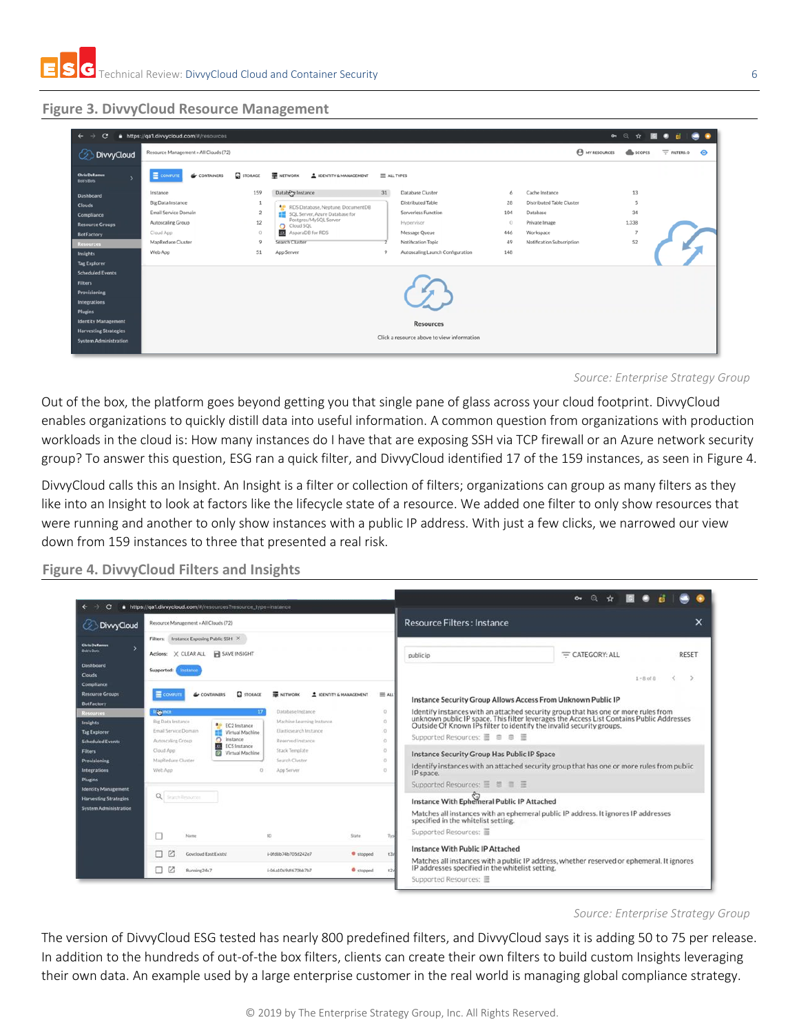## Figure 3. DivvyCloud Resource Management

*Source: Enterprise Strategy Group*

Out of the box, the platform goes beyond getting you that single pane of glass across your cloud footprint. DivvyCloud enables organizations to quickly distill data into useful information. A common question from organizations with production workloads in the cloud is: How many instances do I have that are exposing SSH via TCP firewall or an Azure network security group? To answer this question, ESG ran a quick filter, and DivvyCloud identified 17 of the 159 instances, as seen in Figure 4.

DivvyCloud calls this an Insight. An Insight is a filter or collection of filters; organizations can group as many filters as they like into an Insight to look at factors like the lifecycle state of a resource. We added one filter to only show resources that were running and another to only show instances with a public IP address. With just a few clicks, we narrowed our view down from 159 instances to three that presented a real risk.

## Figure 4. DivvyCloud Filters and Insights

*Source: Enterprise Strategy Group*

The version of DivvyCloud ESG tested has nearly 800 predefined filters, and DivvyCloud says it is adding 50 to 75 per release. In addition to the hundreds of out-of-the box filters, clients can create their own filters to build custom Insights leveraging their own data. An example used by a large enterprise customer in the real world is managing global compliance strategy.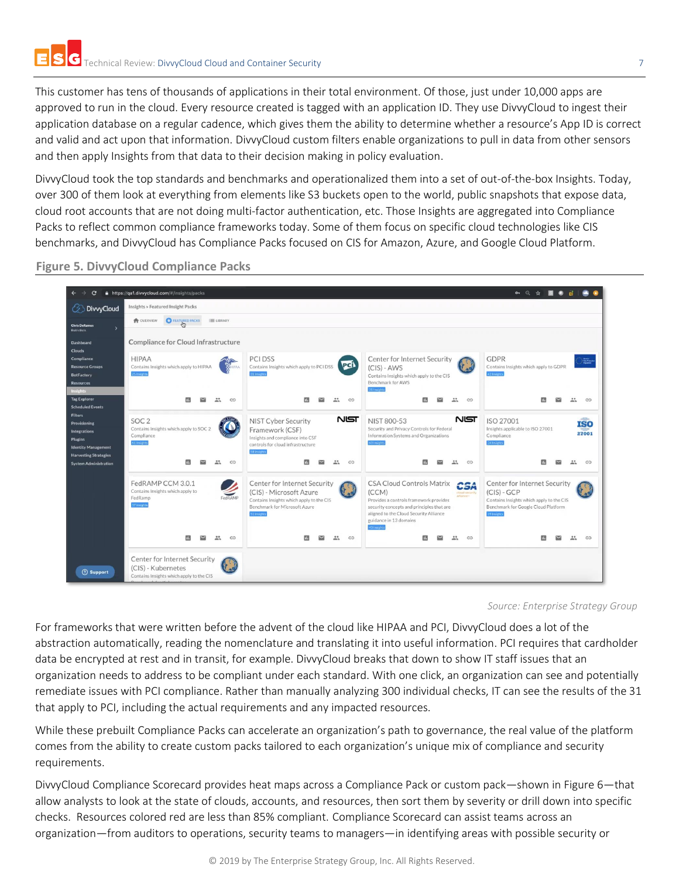This customer has tens of thousands of applications in their total environment. Of those, just under 10,000 apps are approved to run in the cloud. Every resource created is tagged with an application ID. They use DivvyCloud to ingest their application database on a regular cadence, which gives them the ability to determine whether a resource's App ID is correct and valid and act upon that information. DivvyCloud custom filters enable organizations to pull in data from other sensors and then apply Insights from that data to their decision making in policy evaluation.

DivvyCloud took the top standards and benchmarks and operationalized them into a set of out-of-the-box Insights. Today, over 300 of them look at everything from elements like S3 buckets open to the world, public snapshots that expose data, cloud root accounts that are not doing multi-factor authentication, etc. Those Insights are aggregated into Compliance Packs to reflect common compliance frameworks today. Some of them focus on specific cloud technologies like CIS benchmarks, and DivvyCloud has Compliance Packs focused on CIS for Amazon, Azure, and Google Cloud Platform.

**Figure 5. DivvyCloud Compliance Packs**

*Source: Enterprise Strategy Group*

For frameworks that were written before the advent of the cloud like HIPAA and PCI, DivvyCloud does a lot of the abstraction automatically, reading the nomenclature and translating it into useful information. PCI requires that cardholder data be encrypted at rest and in transit, for example. DivvyCloud breaks that down to show IT staff issues that an organization needs to address to be compliant under each standard. With one click, an organization can see and potentially remediate issues with PCI compliance. Rather than manually analyzing 300 individual checks, IT can see the results of the 31 that apply to PCI, including the actual requirements and any impacted resources.

While these prebuilt Compliance Packs can accelerate an organization's path to governance, the real value of the platform comes from the ability to create custom packs tailored to each organization's unique mix of compliance and security requirements.

DivvyCloud Compliance Scorecard provides heat maps across a Compliance Pack or custom pack—shown in Figure 6—that allow analysts to look at the state of clouds, accounts, and resources, then sort them by severity or drill down into specific checks. Resources colored red are less than 85% compliant. Compliance Scorecard can assist teams across an organization—from auditors to operations, security teams to managers—in identifying areas with possible security or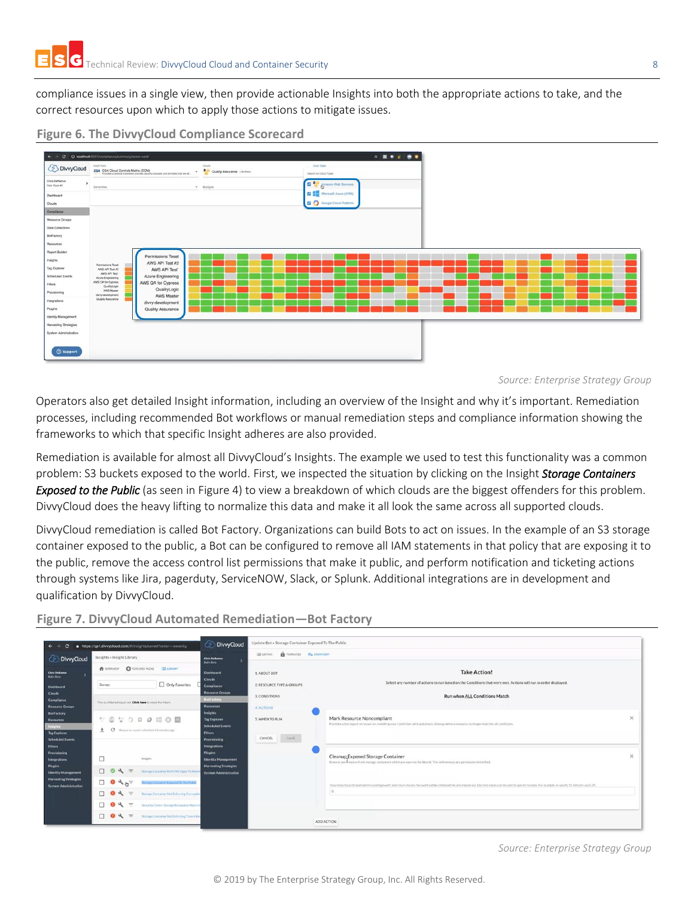compliance issues in a single view, then provide actionable Insights into both the appropriate actions to take, and the correct resources upon which to apply those actions to mitigate issues.

**Figure 6. The DivvyCloud Compliance Scorecard**

*Source: Enterprise Strategy Group*

Operators also get detailed Insight information, including an overview of the Insight and why it's important. Remediation processes, including recommended Bot workflows or manual remediation steps and compliance information showing the frameworks to which that specific Insight adheres are also provided.

Remediation is available for almost all DivvyCloud's Insights. The example we used to test this functionality was a common problem: S3 buckets exposed to the world. First, we inspected the situation by clicking on the Insight ***Storage Containers Exposed to the Public*** (as seen in Figure 4) to view a breakdown of which clouds are the biggest offenders for this problem. DivvyCloud does the heavy lifting to normalize this data and make it all look the same across all supported clouds.

DivvyCloud remediation is called Bot Factory. Organizations can build Bots to act on issues. In the example of an S3 storage container exposed to the public, a Bot can be configured to remove all IAM statements in that policy that are exposing it to the public, remove the access control list permissions that make it public, and perform notification and ticketing actions through systems like Jira, pagerduty, ServiceNOW, Slack, or Splunk. Additional integrations are in development and qualification by DivvyCloud.

**Figure 7. DivvyCloud Automated Remediation—Bot Factory**

*Source: Enterprise Strategy Group*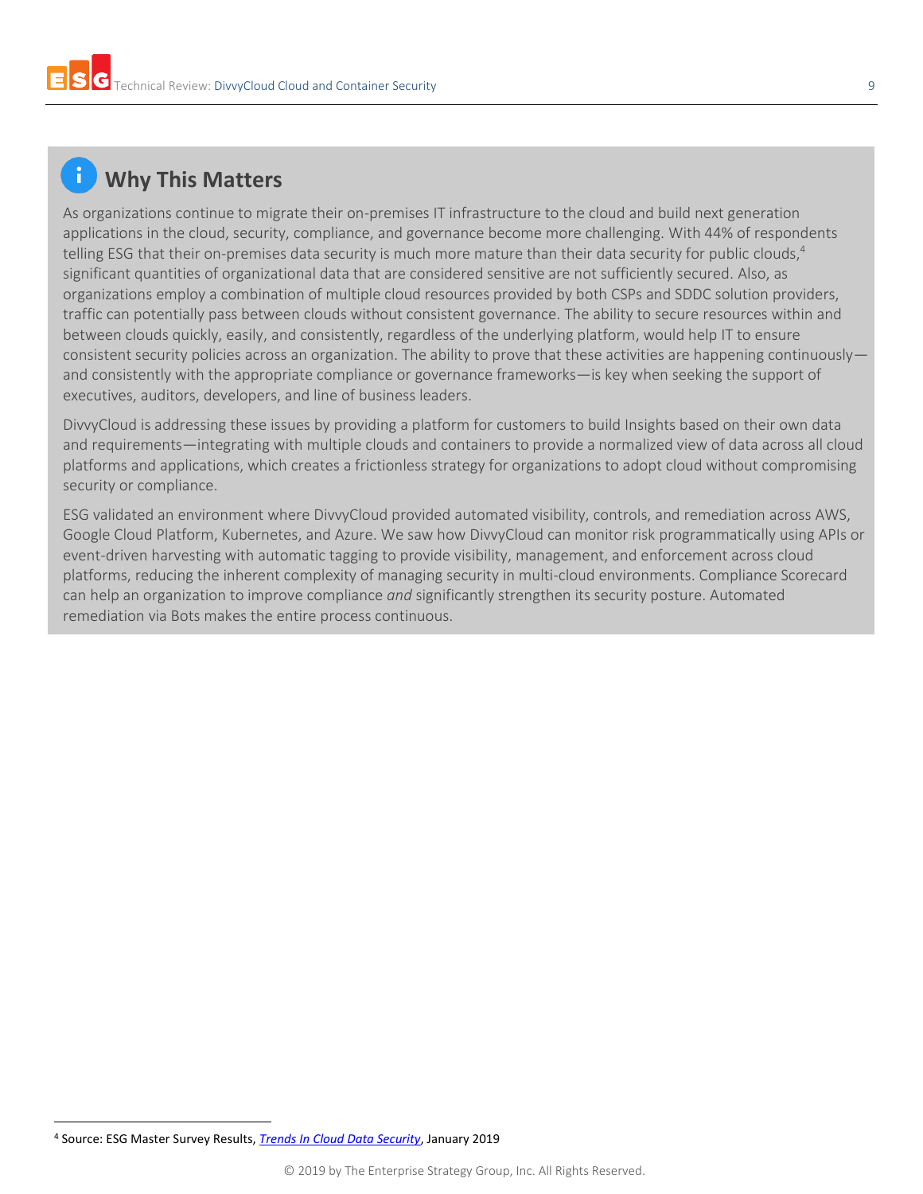## Why This Matters

As organizations continue to migrate their on-premises IT infrastructure to the cloud and build next generation applications in the cloud, security, compliance, and governance become more challenging. With 44% of respondents telling ESG that their on-premises data security is much more mature than their data security for public clouds,[4] significant quantities of organizational data that are considered sensitive are not sufficiently secured. Also, as organizations employ a combination of multiple cloud resources provided by both CSPs and SDDC solution providers, traffic can potentially pass between clouds without consistent governance. The ability to secure resources within and between clouds quickly, easily, and consistently, regardless of the underlying platform, would help IT to ensure consistent security policies across an organization. The ability to prove that these activities are happening continuously—and consistently with the appropriate compliance or governance frameworks—is key when seeking the support of executives, auditors, developers, and line of business leaders.

DivvyCloud is addressing these issues by providing a platform for customers to build Insights based on their own data and requirements—integrating with multiple clouds and containers to provide a normalized view of data across all cloud platforms and applications, which creates a frictionless strategy for organizations to adopt cloud without compromising security or compliance.

ESG validated an environment where DivvyCloud provided automated visibility, controls, and remediation across AWS, Google Cloud Platform, Kubernetes, and Azure. We saw how DivvyCloud can monitor risk programmatically using APIs or event-driven harvesting with automatic tagging to provide visibility, management, and enforcement across cloud platforms, reducing the inherent complexity of managing security in multi-cloud environments. Compliance Scorecard can help an organization to improve compliance *and* significantly strengthen its security posture. Automated remediation via Bots makes the entire process continuous.

[4] Source: ESG Master Survey Results, *Trends In Cloud Data Security*, January 2019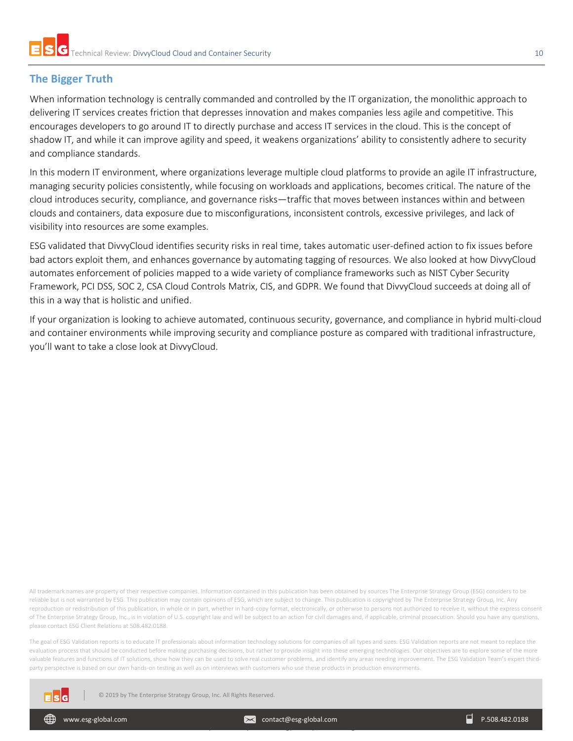## The Bigger Truth

When information technology is centrally commanded and controlled by the IT organization, the monolithic approach to delivering IT services creates friction that depresses innovation and makes companies less agile and competitive. This encourages developers to go around IT to directly purchase and access IT services in the cloud. This is the concept of shadow IT, and while it can improve agility and speed, it weakens organizations' ability to consistently adhere to security and compliance standards.

In this modern IT environment, where organizations leverage multiple cloud platforms to provide an agile IT infrastructure, managing security policies consistently, while focusing on workloads and applications, becomes critical. The nature of the cloud introduces security, compliance, and governance risks—traffic that moves between instances within and between clouds and containers, data exposure due to misconfigurations, inconsistent controls, excessive privileges, and lack of visibility into resources are some examples.

ESG validated that DivvyCloud identifies security risks in real time, takes automatic user-defined action to fix issues before bad actors exploit them, and enhances governance by automating tagging of resources. We also looked at how DivvyCloud automates enforcement of policies mapped to a wide variety of compliance frameworks such as NIST Cyber Security Framework, PCI DSS, SOC 2, CSA Cloud Controls Matrix, CIS, and GDPR. We found that DivvyCloud succeeds at doing all of this in a way that is holistic and unified.

If your organization is looking to achieve automated, continuous security, governance, and compliance in hybrid multi-cloud and container environments while improving security and compliance posture as compared with traditional infrastructure, you'll want to take a close look at DivvyCloud.

All trademark names are property of their respective companies. Information contained in this publication has been obtained by sources The Enterprise Strategy Group (ESG) considers to be reliable but is not warranted by ESG. This publication may contain opinions of ESG, which are subject to change. This publication is copyrighted by The Enterprise Strategy Group, Inc. Any reproduction or redistribution of this publication, in whole or in part, whether in hard-copy format, electronically, or otherwise to persons not authorized to receive it, without the express consent of The Enterprise Strategy Group, Inc., is in violation of U.S. copyright law and will be subject to an action for civil damages and, if applicable, criminal prosecution. Should you have any questions, please contact ESG Client Relations at 508.482.0188.

The goal of ESG Validation reports is to educate IT professionals about information technology solutions for companies of all types and sizes. ESG Validation reports are not meant to replace the evaluation process that should be conducted before making purchasing decisions, but rather to provide insight into these emerging technologies. Our objectives are to explore some of the more valuable features and functions of IT solutions, show how they can be used to solve real customer problems, and identify any areas needing improvement. The ESG Validation Team's expert third-party perspective is based on our own hands-on testing as well as on interviews with customers who use these products in production environments.

© 2019 by The Enterprise Strategy Group, Inc. All Rights Reserved.

www.esg-global.com contact@esg-global.com P.508.482.0188